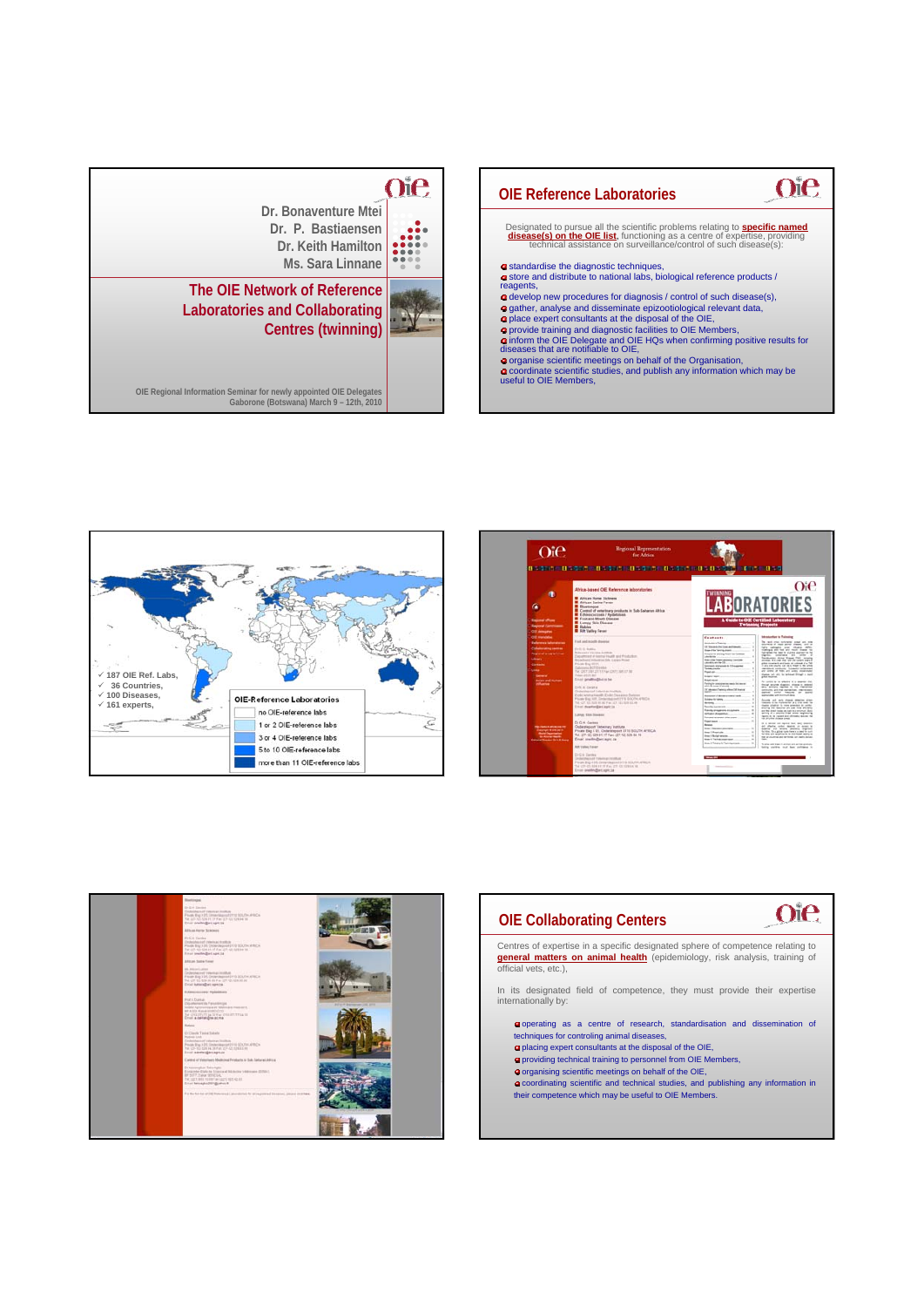Dr. Bonaventure Mtei
Dr. P. Bastiaensen
Dr. Keith Hamilton
Ms. Sara Linnane

# The OIE Network of Reference Laboratories and Collaborating Centres (twinning)

OIE Regional Information Seminar for newly appointed OIE Delegates
Gaborone (Botswana) March 9 – 12th, 2010

## OIE Reference Laboratories

Designated to pursue all the scientific problems relating to **specific named disease(s) on the OIE list**, functioning as a centre of expertise, providing technical assistance on surveillance/control of such disease(s):

- standardise the diagnostic techniques,
- store and distribute to national labs, biological reference products / reagents,
- develop new procedures for diagnosis / control of such disease(s),
- gather, analyse and disseminate epizootiological relevant data,
- place expert consultants at the disposal of the OIE,
- provide training and diagnostic facilities to OIE Members,
- inform the OIE Delegate and OIE HQs when confirming positive results for diseases that are notifiable to OIE,
- organise scientific meetings on behalf of the Organisation,
- coordinate scientific studies, and publish any information which may be useful to OIE Members,

- ✓ 187 OIE Ref. Labs,
- ✓ 36 Countries,
- ✓ 100 Diseases,
- ✓ 161 experts,

**OIE-Reference Laboratories**

- no OIE-reference labs
- 1 or 2 OIE-reference labs
- 3 or 4 OIE-reference labs
- 5 to 10 OIE-reference labs
- more than 11 OIE-reference labs

## OIE Collaborating Centres

Centres of expertise in a specific designated sphere of competence relating to **general matters on animal health** (epidemiology, risk analysis, training of official vets, etc.),

In its designated field of competence, they must provide their expertise internationally by:

- operating as a centre of research, standardisation and dissemination of techniques for controlling animal diseases,
- placing expert consultants at the disposal of the OIE,
- providing technical training to personnel from OIE Members,
- organising scientific meetings on behalf of the OIE,
- coordinating scientific and technical studies, and publishing any information in their competence which may be useful to OIE Members.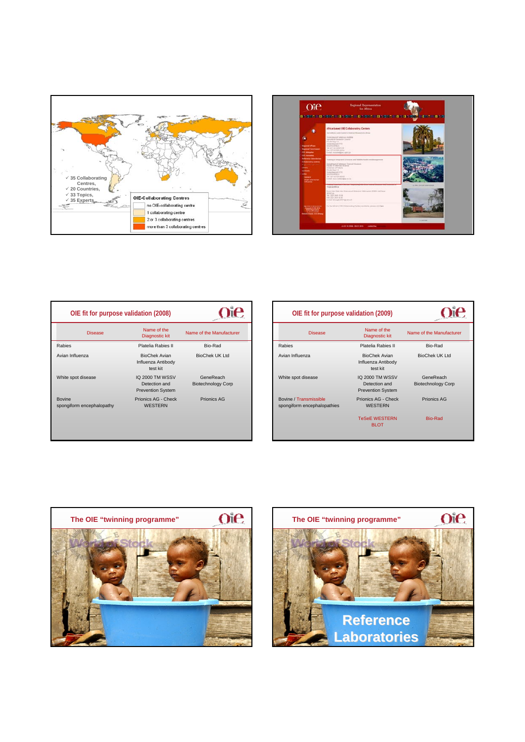- ✓ 35 Collaborating Centres,
- ✓ 20 Countries,
- ✓ 33 Topics,
- ✓ 35 Experts

**OIE-Collaborating Centres**

- no OIE-collaborating centre
- 1 collaborating centre
- 2 or 3 collaborating centres
- more than 3 collaborating centres

## OIE fit for purpose validation (2008)

| Disease | Name of the Diagnostic kit | Name of the Manufacturer |
|---|---|---|
| Rabies | Platelia Rabies II | Bio-Rad |
| Avian Influenza | BioChek Avian Influenza Antibody test kit | BioChek UK Ltd |
| White spot disease | IQ 2000 TM WSSV Detection and Prevention System | GeneReach Biotechnology Corp |
| Bovine spongiform encephalopathy | Prionics AG - Check WESTERN | Prionics AG |

## OIE fit for purpose validation (2009)

| Disease | Name of the Diagnostic kit | Name of the Manufacturer |
|---|---|---|
| Rabies | Platelia Rabies II | Bio-Rad |
| Avian Influenza | BioChek Avian Influenza Antibody test kit | BioChek UK Ltd |
| White spot disease | IQ 2000 TM WSSV Detection and Prevention System | GeneReach Biotechnology Corp |
| Bovine / Transmissible spongiform encephalopathies | Prionics AG - Check WESTERN | Prionics AG |
| | TeSeE WESTERN BLOT | Bio-Rad |

## The OIE "twinning programme"

## The OIE "twinning programme"

Reference Laboratories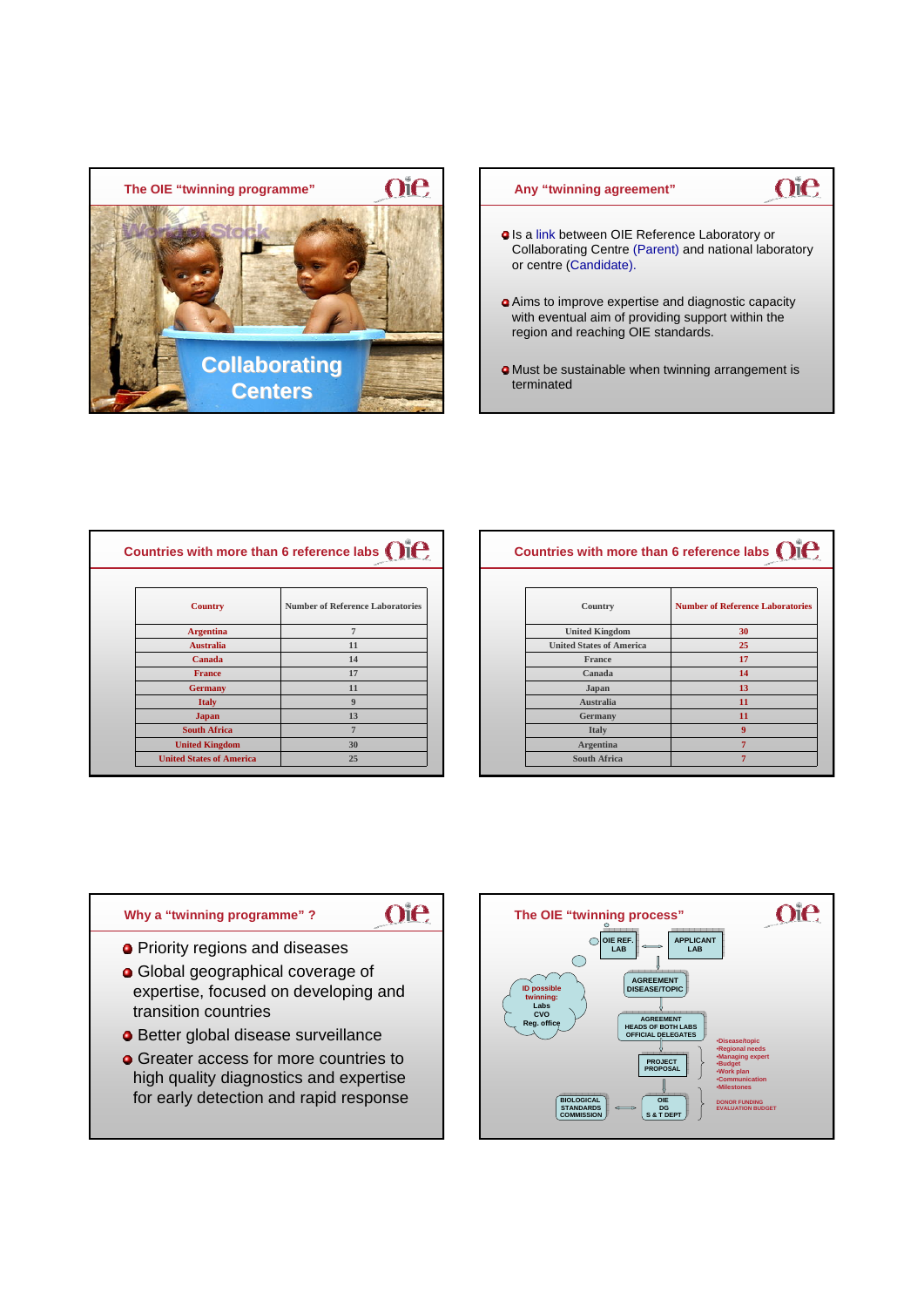## The OIE "twinning programme"

Collaborating Centers

## Any "twinning agreement"

- Is a link between OIE Reference Laboratory or Collaborating Centre (Parent) and national laboratory or centre (Candidate).
- Aims to improve expertise and diagnostic capacity with eventual aim of providing support within the region and reaching OIE standards.
- Must be sustainable when twinning arrangement is terminated

## Countries with more than 6 reference labs

| Country | Number of Reference Laboratories |
|---|---|
| Argentina | 7 |
| Australia | 11 |
| Canada | 14 |
| France | 17 |
| Germany | 11 |
| Italy | 9 |
| Japan | 13 |
| South Africa | 7 |
| United Kingdom | 30 |
| United States of America | 25 |

## Countries with more than 6 reference labs

| Country | Number of Reference Laboratories |
|---|---|
| United Kingdom | 30 |
| United States of America | 25 |
| France | 17 |
| Canada | 14 |
| Japan | 13 |
| Australia | 11 |
| Germany | 11 |
| Italy | 9 |
| Argentina | 7 |
| South Africa | 7 |

## Why a "twinning programme" ?

- Priority regions and diseases
- Global geographical coverage of expertise, focused on developing and transition countries
- Better global disease surveillance
- Greater access for more countries to high quality diagnostics and expertise for early detection and rapid response

## The OIE "twinning process"

- OIE REF. LAB ⟷ APPLICANT LAB
- ID possible twinning: Labs, CVO, Reg. office
- AGREEMENT DISEASE/TOPIC
- AGREEMENT HEADS OF BOTH LABS OFFICIAL DELEGATES
- PROJECT PROPOSAL
  - •Disease/topic
  - •Regional needs
  - •Managing expert
  - •Budget
  - •Work plan
  - •Communication
  - •Milestones
- BIOLOGICAL STANDARDS COMMISSION ⟷ OIE DG S & T DEPT
  - DONOR FUNDING EVALUATION BUDGET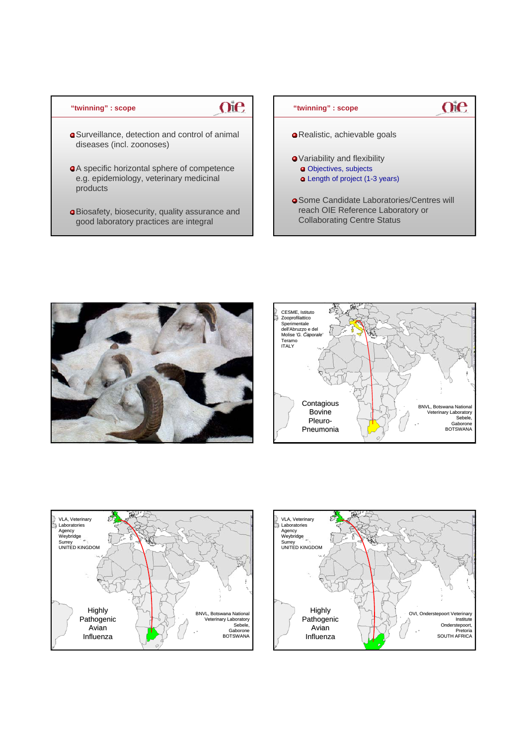## "twinning" : scope

- Surveillance, detection and control of animal diseases (incl. zoonoses)
- A specific horizontal sphere of competence e.g. epidemiology, veterinary medicinal products
- Biosafety, biosecurity, quality assurance and good laboratory practices are integral

## "twinning" : scope

- Realistic, achievable goals
- Variability and flexibility
  - Objectives, subjects
  - Length of project (1-3 years)
- Some Candidate Laboratories/Centres will reach OIE Reference Laboratory or Collaborating Centre Status

---

CESME, Istituto Zooprofilattico Sperimentale dell'Abruzzo e del Molise *'G. Caporale'* Teramo ITALY

Contagious Bovine Pleuro-Pneumonia

BNVL, Botswana National Veterinary Laboratory Sebele, Gaborone BOTSWANA

---

VLA, Veterinary Laboratories Agency Weybridge Surrey UNITED KINGDOM

Highly Pathogenic Avian Influenza

BNVL, Botswana National Veterinary Laboratory Sebele, Gaborone BOTSWANA

---

VLA, Veterinary Laboratories Agency Weybridge Surrey UNITED KINGDOM

Highly Pathogenic Avian Influenza

OVI, Onderstepoort Veterinary Institute Onderstepoort, Pretoria SOUTH AFRICA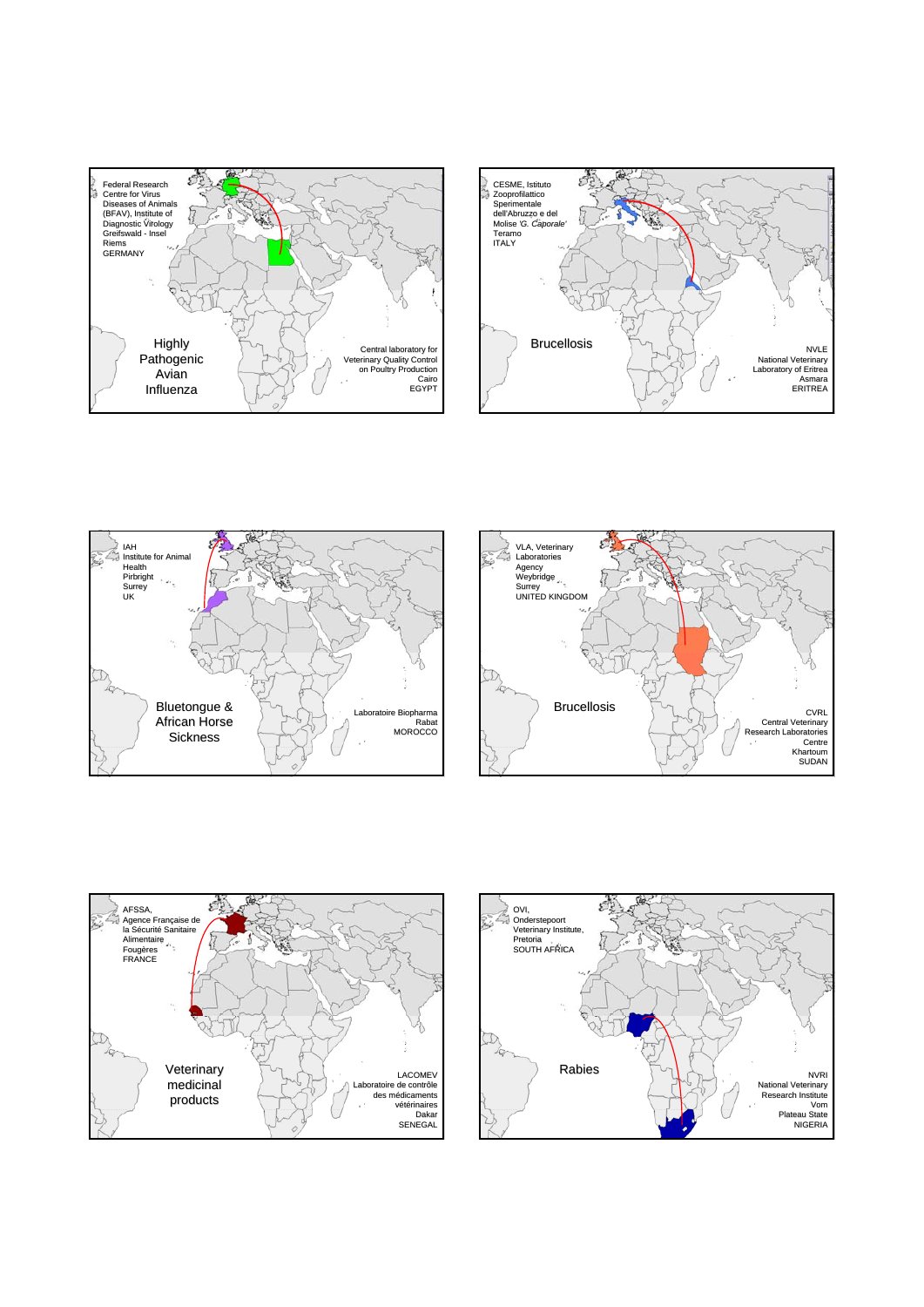Federal Research Centre for Virus Diseases of Animals (BFAV), Institute of Diagnostic Virology Greifswald - Insel Riems GERMANY

Highly Pathogenic Avian Influenza

Central laboratory for Veterinary Quality Control on Poultry Production Cairo EGYPT

---

CESME, Istituto Zooprofilattico Sperimentale dell'Abruzzo e del Molise '*G. Caporale*' Teramo ITALY

Brucellosis

NVLE National Veterinary Laboratory of Eritrea Asmara ERITREA

---

IAH Institute for Animal Health Pirbright Surrey UK

Bluetongue & African Horse Sickness

Laboratoire Biopharma Rabat MOROCCO

---

VLA, Veterinary Laboratories Agency Weybridge Surrey UNITED KINGDOM

Brucellosis

CVRL Central Veterinary Research Laboratories Centre Khartoum SUDAN

---

AFSSA, Agence Française de la Sécurité Sanitaire Alimentaire Fougères FRANCE

Veterinary medicinal products

LACOMEV Laboratoire de contrôle des médicaments vétérinaires Dakar SENEGAL

---

OVI, Onderstepoort Veterinary Institute, Pretoria SOUTH AFRICA

Rabies

NVRI National Veterinary Research Institute Vom Plateau State NIGERIA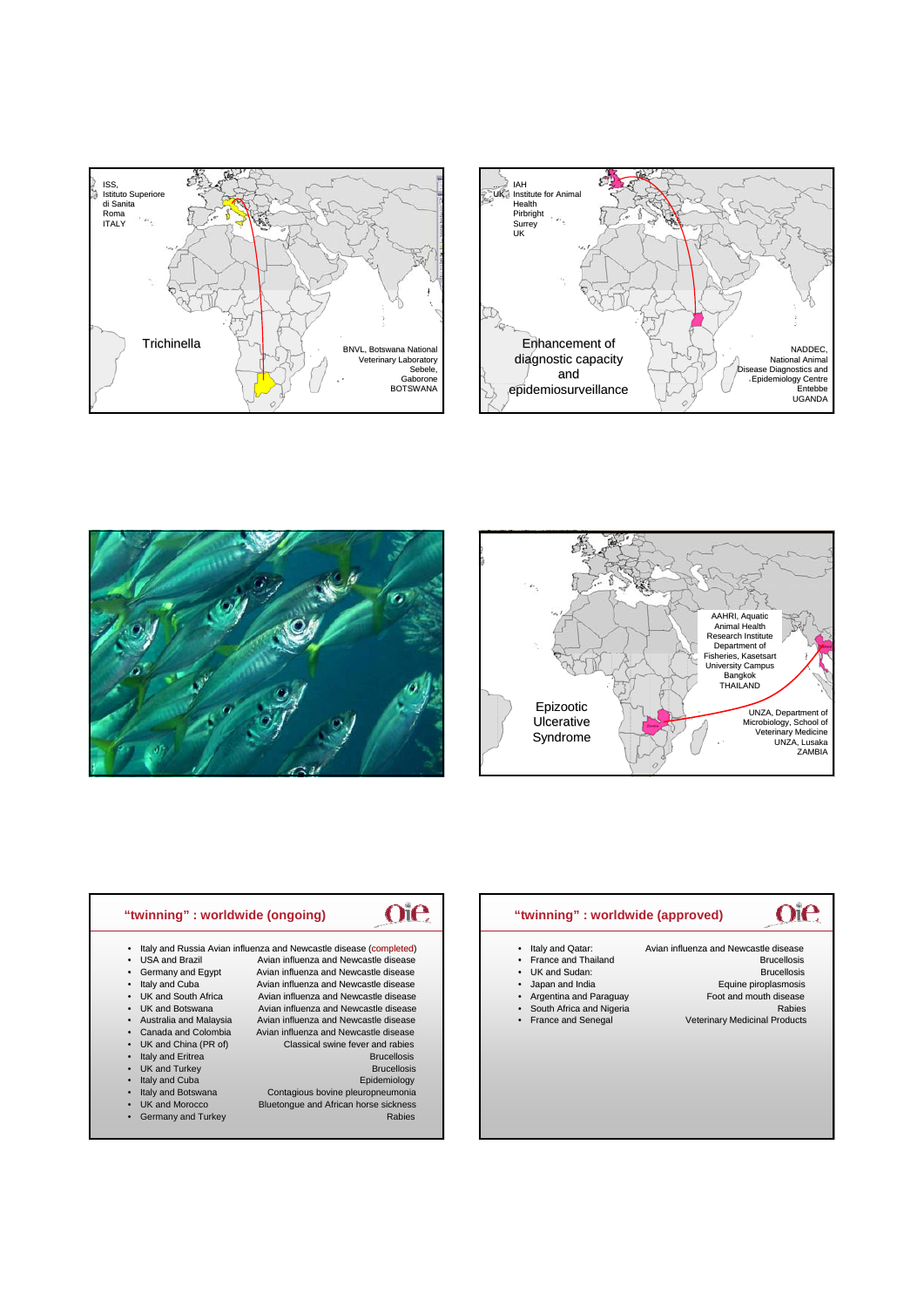ISS,
Istituto Superiore
di Sanita
Roma
ITALY

Trichinella

BNVL, Botswana National
Veterinary Laboratory
Sebele,
Gaborone
BOTSWANA

IAH
Institute for Animal
Health
Pirbright
Surrey
UK

Enhancement of
diagnostic capacity
and
epidemiosurveillance

NADDEC,
National Animal
Disease Diagnostics and
Epidemiology Centre
Entebbe
UGANDA

AAHRI, Aquatic
Animal Health
Research Institute
Department of
Fisheries, Kasetsart
University Campus
Bangkok
THAILAND

Epizootic
Ulcerative
Syndrome

UNZA, Department of
Microbiology, School of
Veterinary Medicine
UNZA, Lusaka
ZAMBIA

## "twinning" : worldwide (ongoing)

| | |
|---|---|
| Italy and Russia | Avian influenza and Newcastle disease (completed) |
| USA and Brazil | Avian influenza and Newcastle disease |
| Germany and Egypt | Avian influenza and Newcastle disease |
| Italy and Cuba | Avian influenza and Newcastle disease |
| UK and South Africa | Avian influenza and Newcastle disease |
| UK and Botswana | Avian influenza and Newcastle disease |
| Australia and Malaysia | Avian influenza and Newcastle disease |
| Canada and Colombia | Avian influenza and Newcastle disease |
| UK and China (PR of) | Classical swine fever and rabies |
| Italy and Eritrea | Brucellosis |
| UK and Turkey | Brucellosis |
| Italy and Cuba | Epidemiology |
| Italy and Botswana | Contagious bovine pleuropneumonia |
| UK and Morocco | Bluetongue and African horse sickness |
| Germany and Turkey | Rabies |

## "twinning" : worldwide (approved)

| | |
|---|---|
| Italy and Qatar: | Avian influenza and Newcastle disease |
| France and Thailand | Brucellosis |
| UK and Sudan: | Brucellosis |
| Japan and India | Equine piroplasmosis |
| Argentina and Paraguay | Foot and mouth disease |
| South Africa and Nigeria | Rabies |
| France and Senegal | Veterinary Medicinal Products |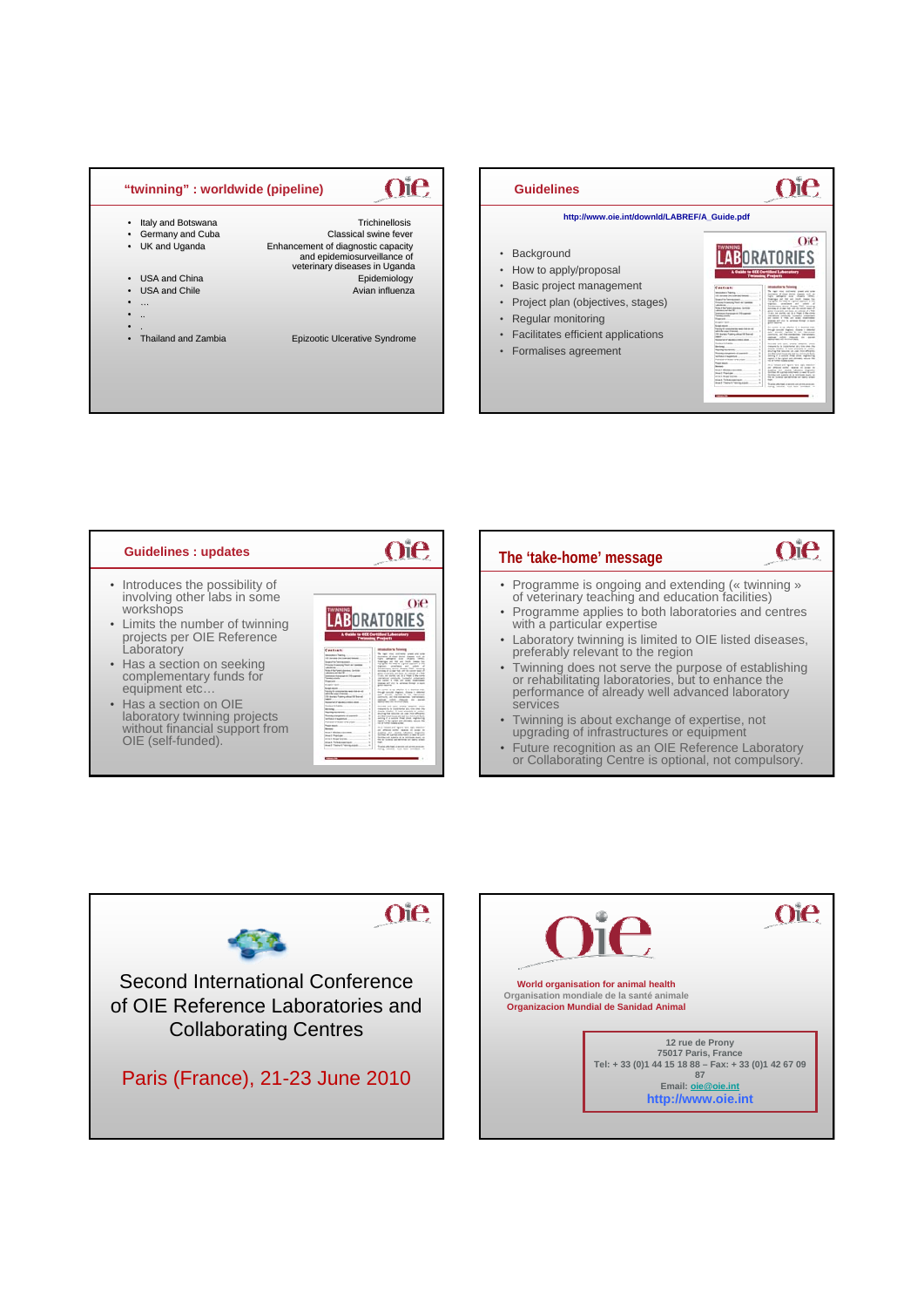## "twinning" : worldwide (pipeline)

| | |
|---|---|
| Italy and Botswana | Trichinellosis |
| Germany and Cuba | Classical swine fever |
| UK and Uganda | Enhancement of diagnostic capacity and epidemiosurveillance of veterinary diseases in Uganda |
| USA and China | Epidemiology |
| USA and Chile | Avian influenza |
| … | |
| .. | |
| . | |
| Thailand and Zambia | Epizootic Ulcerative Syndrome |

## Guidelines

http://www.oie.int/downld/LABREF/A_Guide.pdf

- Background
- How to apply/proposal
- Basic project management
- Project plan (objectives, stages)
- Regular monitoring
- Facilitates efficient applications
- Formalises agreement

## Guidelines : updates

- Introduces the possibility of involving other labs in some workshops
- Limits the number of twinning projects per OIE Reference Laboratory
- Has a section on seeking complementary funds for equipment etc…
- Has a section on OIE laboratory twinning projects without financial support from OIE (self-funded).

## The 'take-home' message

- Programme is ongoing and extending (« twinning » of veterinary teaching and education facilities)
- Programme applies to both laboratories and centres with a particular expertise
- Laboratory twinning is limited to OIE listed diseases, preferably relevant to the region
- Twinning does not serve the purpose of establishing or rehabilitating laboratories, but to enhance the performance of already well advanced laboratory services
- Twinning is about exchange of expertise, not upgrading of infrastructures or equipment
- Future recognition as an OIE Reference Laboratory or Collaborating Centre is optional, not compulsory.

## Second International Conference of OIE Reference Laboratories and Collaborating Centres

Paris (France), 21-23 June 2010

**World organisation for animal health**
Organisation mondiale de la santé animale
**Organizacion Mundial de Sanidad Animal**

12 rue de Prony
75017 Paris, France
Tel: + 33 (0)1 44 15 18 88 – Fax: + 33 (0)1 42 67 09 87
Email: oie@oie.int
http://www.oie.int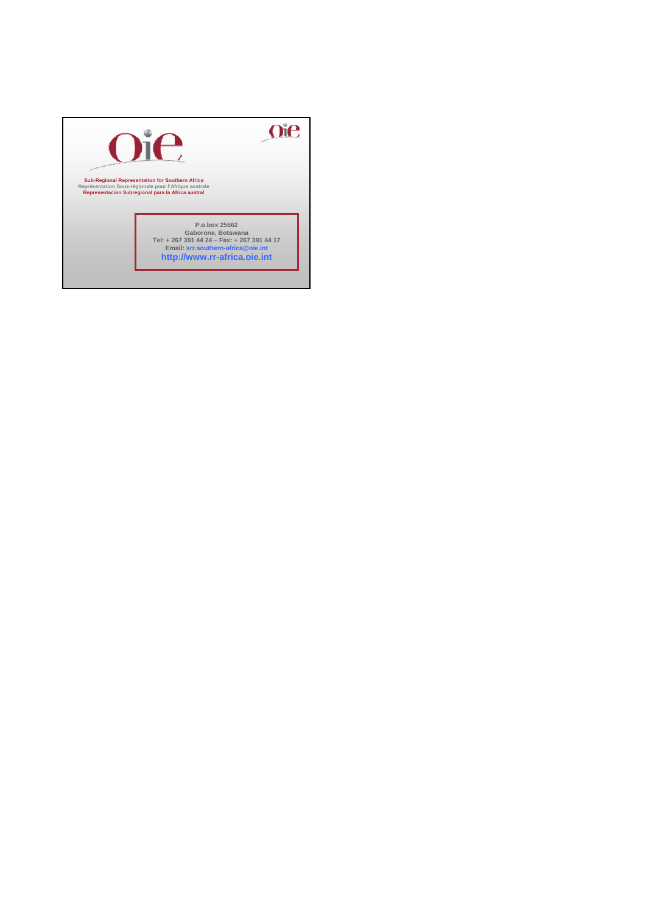Sub-Regional Representation for Southern Africa
Représentation Sous-régionale pour l'Afrique australe
Representacion Subregional para la Africa austral

P.o.box 25662
Gaborone, Botswana
Tel: + 267 391 44 24 – Fax: + 267 391 44 17
Email: srr.southern-africa@oie.int
http://www.rr-africa.oie.int